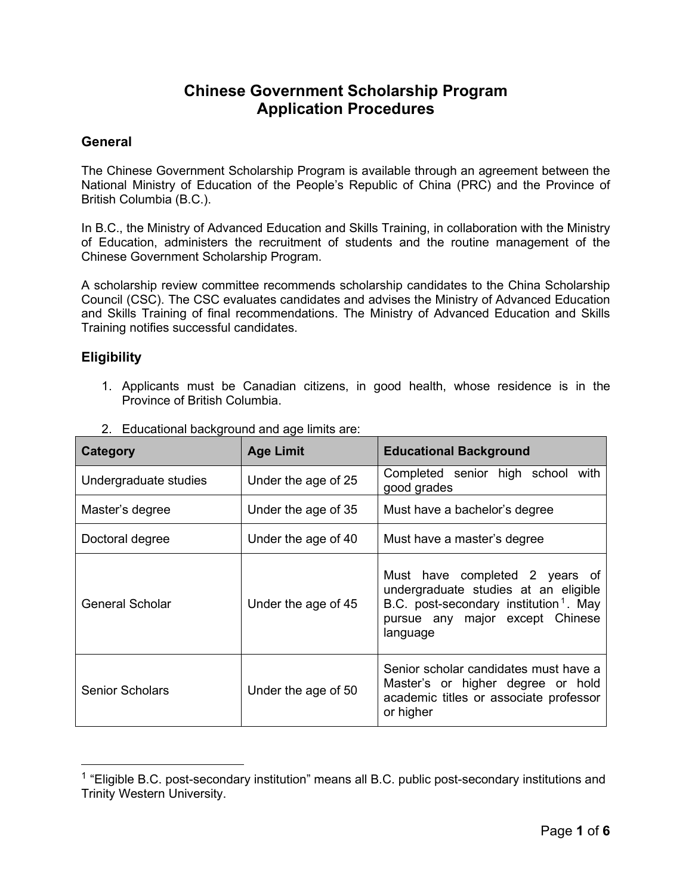# Chinese Government Scholarship Program
# Application Procedures

## General

The Chinese Government Scholarship Program is available through an agreement between the National Ministry of Education of the People's Republic of China (PRC) and the Province of British Columbia (B.C.).

In B.C., the Ministry of Advanced Education and Skills Training, in collaboration with the Ministry of Education, administers the recruitment of students and the routine management of the Chinese Government Scholarship Program.

A scholarship review committee recommends scholarship candidates to the China Scholarship Council (CSC). The CSC evaluates candidates and advises the Ministry of Advanced Education and Skills Training of final recommendations. The Ministry of Advanced Education and Skills Training notifies successful candidates.

## Eligibility

1. Applicants must be Canadian citizens, in good health, whose residence is in the Province of British Columbia.

2. Educational background and age limits are:

| Category | Age Limit | Educational Background |
|---|---|---|
| Undergraduate studies | Under the age of 25 | Completed senior high school with good grades |
| Master's degree | Under the age of 35 | Must have a bachelor's degree |
| Doctoral degree | Under the age of 40 | Must have a master's degree |
| General Scholar | Under the age of 45 | Must have completed 2 years of undergraduate studies at an eligible B.C. post-secondary institution[1]. May pursue any major except Chinese language |
| Senior Scholars | Under the age of 50 | Senior scholar candidates must have a Master's or higher degree or hold academic titles or associate professor or higher |

[1] "Eligible B.C. post-secondary institution" means all B.C. public post-secondary institutions and Trinity Western University.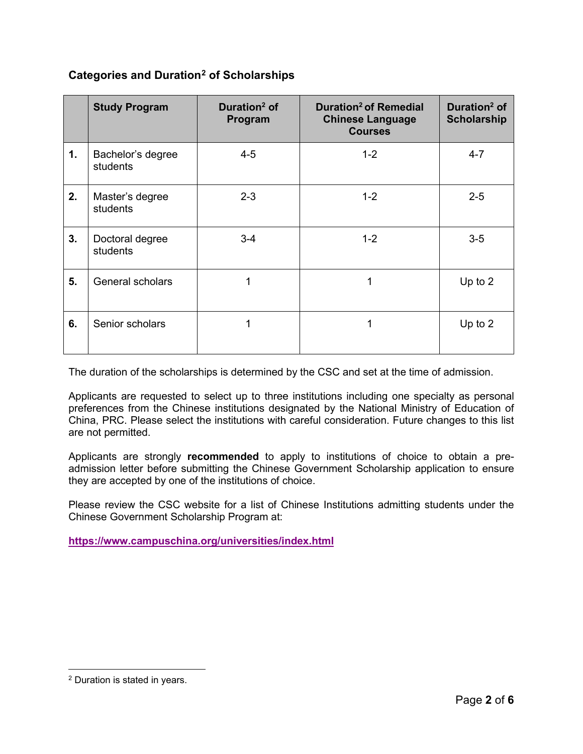## Categories and Duration[2] of Scholarships

| | Study Program | Duration[2] of Program | Duration[2] of Remedial Chinese Language Courses | Duration[2] of Scholarship |
|---|---|---|---|---|
| **1.** | Bachelor's degree students | 4-5 | 1-2 | 4-7 |
| **2.** | Master's degree students | 2-3 | 1-2 | 2-5 |
| **3.** | Doctoral degree students | 3-4 | 1-2 | 3-5 |
| **5.** | General scholars | 1 | 1 | Up to 2 |
| **6.** | Senior scholars | 1 | 1 | Up to 2 |

The duration of the scholarships is determined by the CSC and set at the time of admission.

Applicants are requested to select up to three institutions including one specialty as personal preferences from the Chinese institutions designated by the National Ministry of Education of China, PRC. Please select the institutions with careful consideration. Future changes to this list are not permitted.

Applicants are strongly **recommended** to apply to institutions of choice to obtain a pre-admission letter before submitting the Chinese Government Scholarship application to ensure they are accepted by one of the institutions of choice.

Please review the CSC website for a list of Chinese Institutions admitting students under the Chinese Government Scholarship Program at:

**https://www.campuschina.org/universities/index.html**

[2] Duration is stated in years.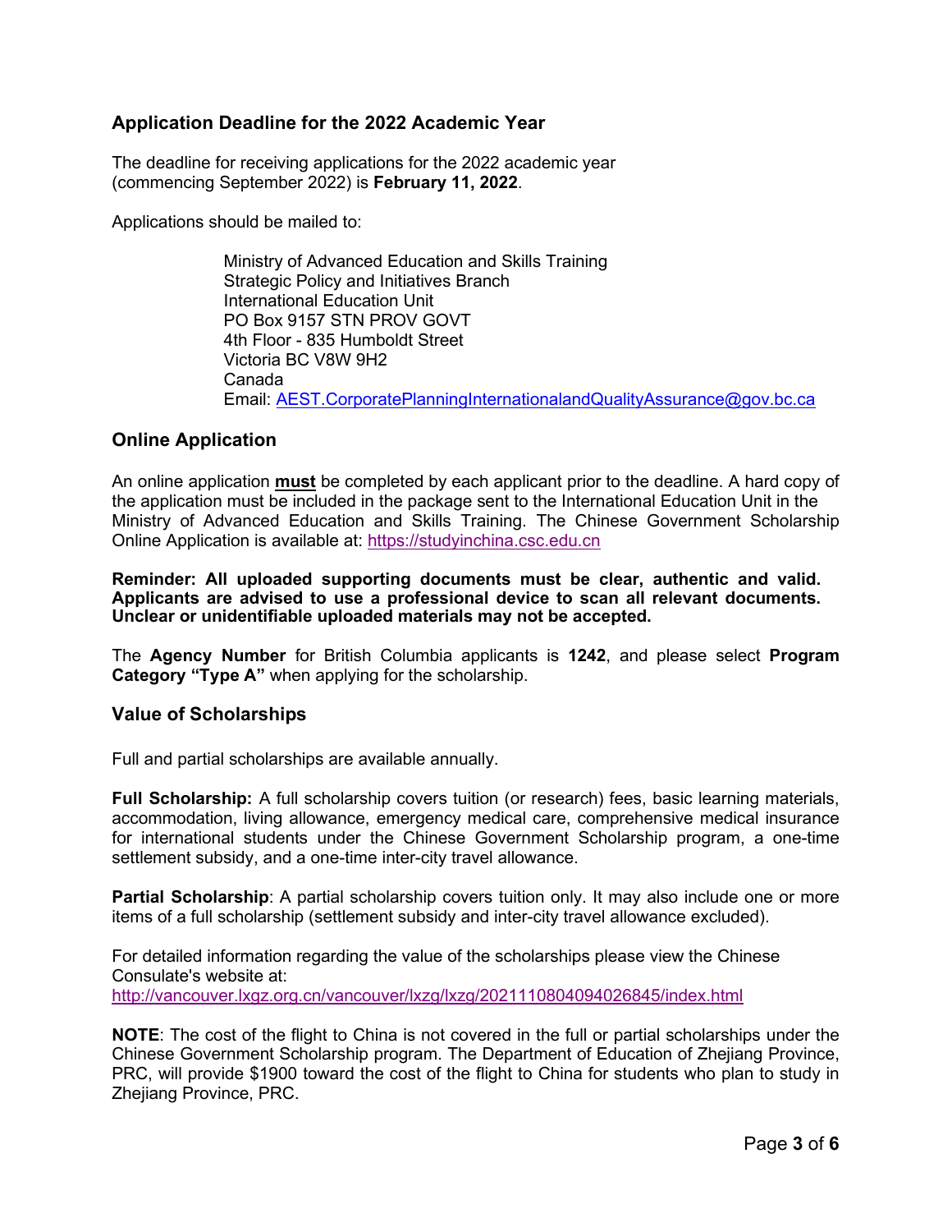## Application Deadline for the 2022 Academic Year

The deadline for receiving applications for the 2022 academic year (commencing September 2022) is **February 11, 2022**.

Applications should be mailed to:

> Ministry of Advanced Education and Skills Training
> Strategic Policy and Initiatives Branch
> International Education Unit
> PO Box 9157 STN PROV GOVT
> 4th Floor - 835 Humboldt Street
> Victoria BC V8W 9H2
> Canada
> Email: AEST.CorporatePlanningInternationalandQualityAssurance@gov.bc.ca

## Online Application

An online application **must** be completed by each applicant prior to the deadline. A hard copy of the application must be included in the package sent to the International Education Unit in the Ministry of Advanced Education and Skills Training. The Chinese Government Scholarship Online Application is available at: https://studyinchina.csc.edu.cn

**Reminder: All uploaded supporting documents must be clear, authentic and valid. Applicants are advised to use a professional device to scan all relevant documents. Unclear or unidentifiable uploaded materials may not be accepted.**

The **Agency Number** for British Columbia applicants is **1242**, and please select **Program Category "Type A"** when applying for the scholarship.

## Value of Scholarships

Full and partial scholarships are available annually.

**Full Scholarship:** A full scholarship covers tuition (or research) fees, basic learning materials, accommodation, living allowance, emergency medical care, comprehensive medical insurance for international students under the Chinese Government Scholarship program, a one-time settlement subsidy, and a one-time inter-city travel allowance.

**Partial Scholarship**: A partial scholarship covers tuition only. It may also include one or more items of a full scholarship (settlement subsidy and inter-city travel allowance excluded).

For detailed information regarding the value of the scholarships please view the Chinese Consulate's website at: http://vancouver.lxgz.org.cn/vancouver/lxzg/lxzg/2021110804094026845/index.html

**NOTE**: The cost of the flight to China is not covered in the full or partial scholarships under the Chinese Government Scholarship program. The Department of Education of Zhejiang Province, PRC, will provide $1900 toward the cost of the flight to China for students who plan to study in Zhejiang Province, PRC.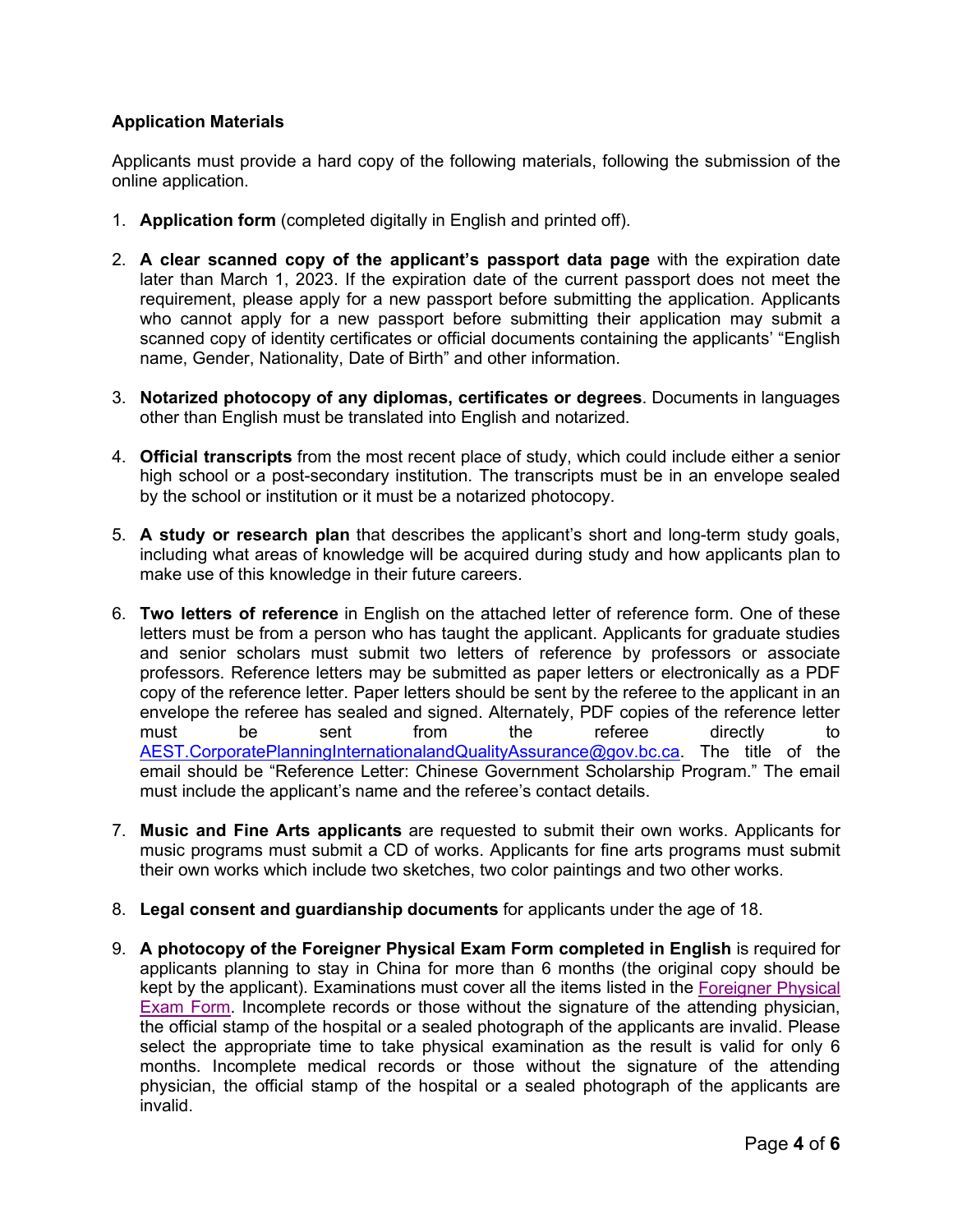**Application Materials**

Applicants must provide a hard copy of the following materials, following the submission of the online application.

1. **Application form** (completed digitally in English and printed off).

2. **A clear scanned copy of the applicant's passport data page** with the expiration date later than March 1, 2023. If the expiration date of the current passport does not meet the requirement, please apply for a new passport before submitting the application. Applicants who cannot apply for a new passport before submitting their application may submit a scanned copy of identity certificates or official documents containing the applicants' "English name, Gender, Nationality, Date of Birth" and other information.

3. **Notarized photocopy of any diplomas, certificates or degrees**. Documents in languages other than English must be translated into English and notarized.

4. **Official transcripts** from the most recent place of study, which could include either a senior high school or a post-secondary institution. The transcripts must be in an envelope sealed by the school or institution or it must be a notarized photocopy.

5. **A study or research plan** that describes the applicant's short and long-term study goals, including what areas of knowledge will be acquired during study and how applicants plan to make use of this knowledge in their future careers.

6. **Two letters of reference** in English on the attached letter of reference form. One of these letters must be from a person who has taught the applicant. Applicants for graduate studies and senior scholars must submit two letters of reference by professors or associate professors. Reference letters may be submitted as paper letters or electronically as a PDF copy of the reference letter. Paper letters should be sent by the referee to the applicant in an envelope the referee has sealed and signed. Alternately, PDF copies of the reference letter must be sent from the referee directly to AEST.CorporatePlanningInternationalandQualityAssurance@gov.bc.ca. The title of the email should be "Reference Letter: Chinese Government Scholarship Program." The email must include the applicant's name and the referee's contact details.

7. **Music and Fine Arts applicants** are requested to submit their own works. Applicants for music programs must submit a CD of works. Applicants for fine arts programs must submit their own works which include two sketches, two color paintings and two other works.

8. **Legal consent and guardianship documents** for applicants under the age of 18.

9. **A photocopy of the Foreigner Physical Exam Form completed in English** is required for applicants planning to stay in China for more than 6 months (the original copy should be kept by the applicant). Examinations must cover all the items listed in the Foreigner Physical Exam Form. Incomplete records or those without the signature of the attending physician, the official stamp of the hospital or a sealed photograph of the applicants are invalid. Please select the appropriate time to take physical examination as the result is valid for only 6 months. Incomplete medical records or those without the signature of the attending physician, the official stamp of the hospital or a sealed photograph of the applicants are invalid.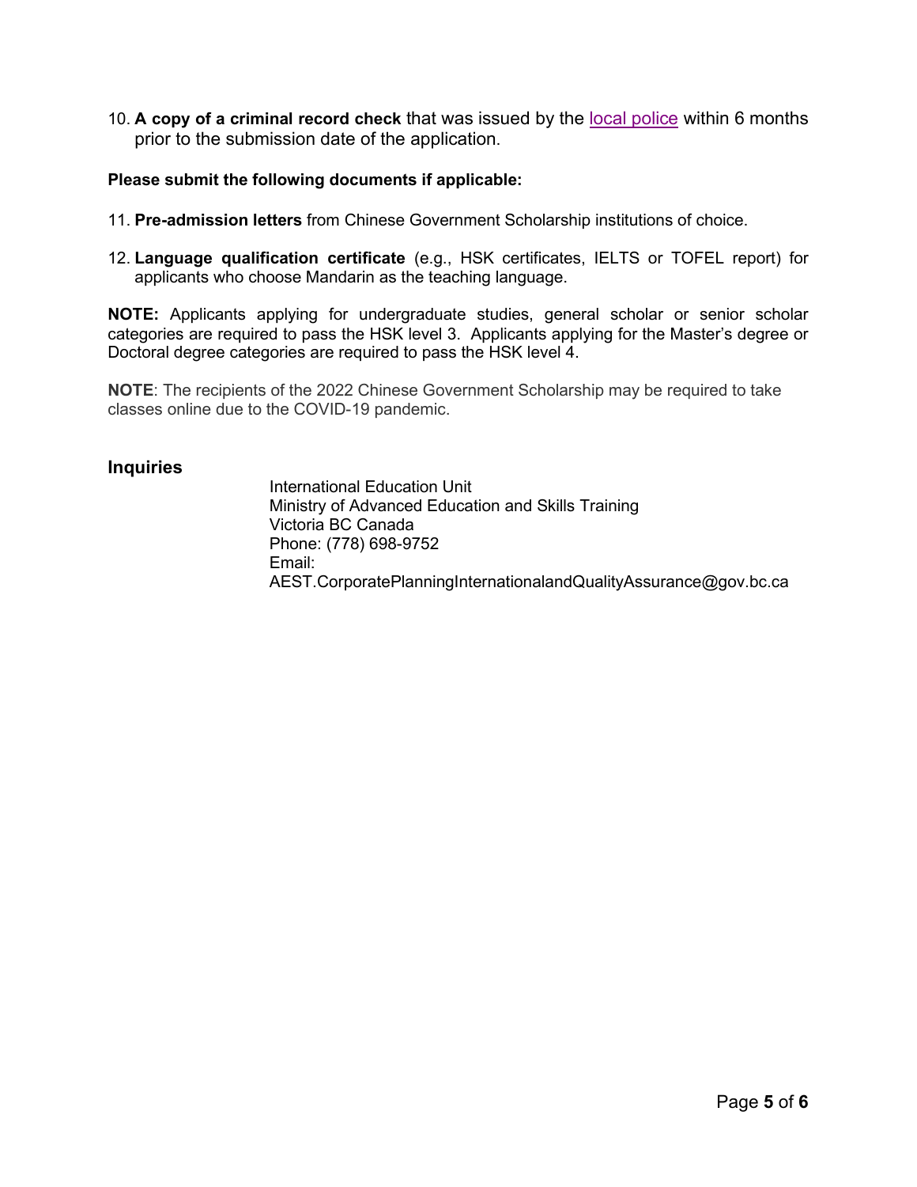10. **A copy of a criminal record check** that was issued by the local police within 6 months prior to the submission date of the application.

**Please submit the following documents if applicable:**

11. **Pre-admission letters** from Chinese Government Scholarship institutions of choice.

12. **Language qualification certificate** (e.g., HSK certificates, IELTS or TOFEL report) for applicants who choose Mandarin as the teaching language.

**NOTE:** Applicants applying for undergraduate studies, general scholar or senior scholar categories are required to pass the HSK level 3. Applicants applying for the Master's degree or Doctoral degree categories are required to pass the HSK level 4.

**NOTE**: The recipients of the 2022 Chinese Government Scholarship may be required to take classes online due to the COVID-19 pandemic.

## Inquiries

International Education Unit
Ministry of Advanced Education and Skills Training
Victoria BC Canada
Phone: (778) 698-9752
Email:
AEST.CorporatePlanningInternationalandQualityAssurance@gov.bc.ca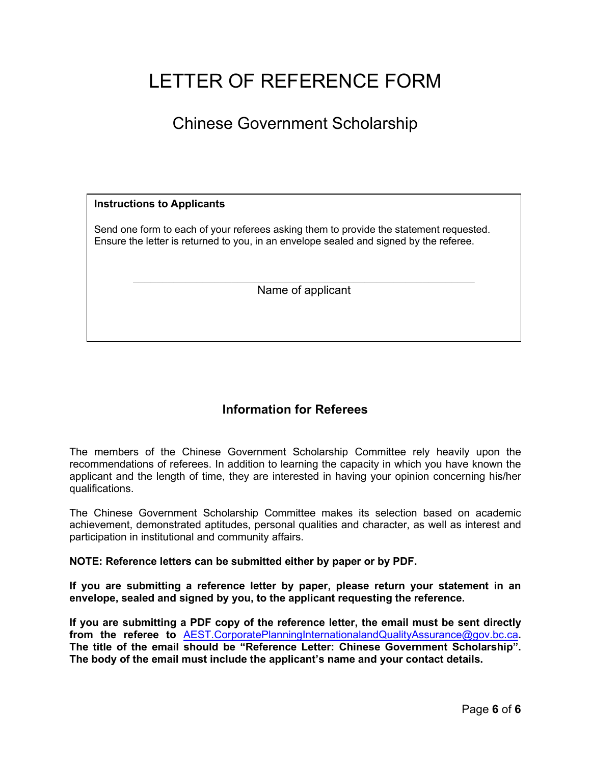# LETTER OF REFERENCE FORM

## Chinese Government Scholarship

**Instructions to Applicants**

Send one form to each of your referees asking them to provide the statement requested. Ensure the letter is returned to you, in an envelope sealed and signed by the referee.

\_\_\_\_\_\_\_\_\_\_\_\_\_\_\_\_\_\_\_\_\_\_\_\_\_\_\_\_\_\_\_\_\_\_\_\_\_\_\_\_\_\_\_\_\_\_\_\_\_\_

Name of applicant

### Information for Referees

The members of the Chinese Government Scholarship Committee rely heavily upon the recommendations of referees. In addition to learning the capacity in which you have known the applicant and the length of time, they are interested in having your opinion concerning his/her qualifications.

The Chinese Government Scholarship Committee makes its selection based on academic achievement, demonstrated aptitudes, personal qualities and character, as well as interest and participation in institutional and community affairs.

**NOTE: Reference letters can be submitted either by paper or by PDF.**

**If you are submitting a reference letter by paper, please return your statement in an envelope, sealed and signed by you, to the applicant requesting the reference.**

**If you are submitting a PDF copy of the reference letter, the email must be sent directly from the referee to** AEST.CorporatePlanningInternationalandQualityAssurance@gov.bc.ca**. The title of the email should be "Reference Letter: Chinese Government Scholarship". The body of the email must include the applicant's name and your contact details.**